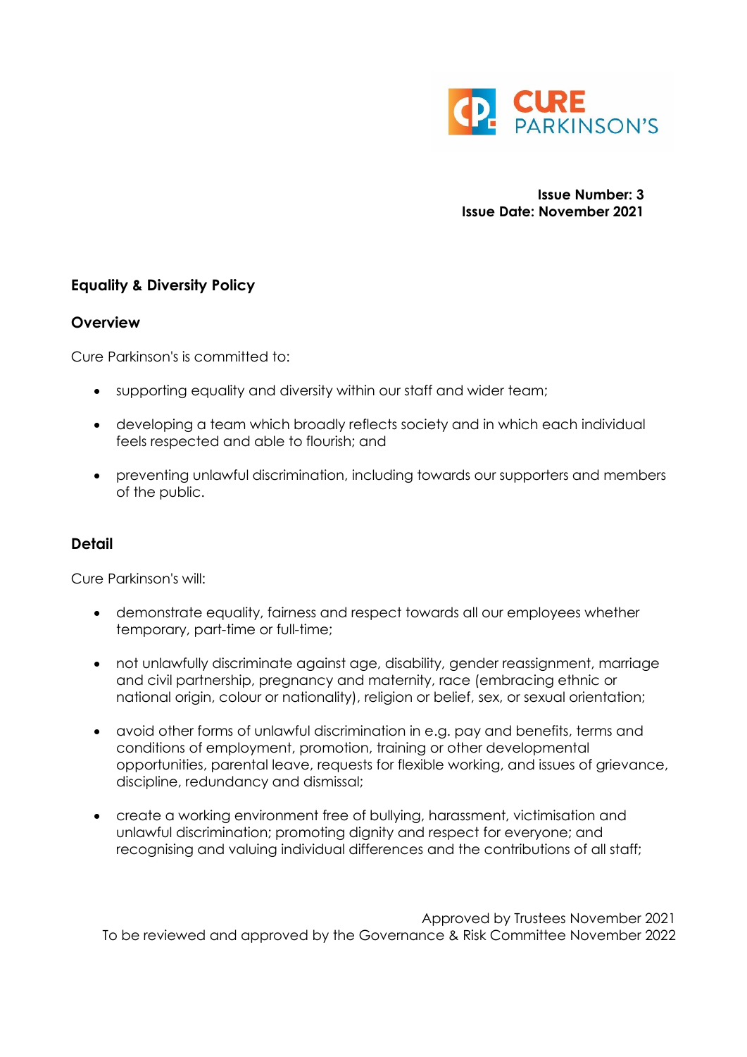**Issue Number: 3**
**Issue Date: November 2021**

## Equality & Diversity Policy

### Overview

Cure Parkinson's is committed to:

- supporting equality and diversity within our staff and wider team;
- developing a team which broadly reflects society and in which each individual feels respected and able to flourish; and
- preventing unlawful discrimination, including towards our supporters and members of the public.

### Detail

Cure Parkinson's will:

- demonstrate equality, fairness and respect towards all our employees whether temporary, part-time or full-time;
- not unlawfully discriminate against age, disability, gender reassignment, marriage and civil partnership, pregnancy and maternity, race (embracing ethnic or national origin, colour or nationality), religion or belief, sex, or sexual orientation;
- avoid other forms of unlawful discrimination in e.g. pay and benefits, terms and conditions of employment, promotion, training or other developmental opportunities, parental leave, requests for flexible working, and issues of grievance, discipline, redundancy and dismissal;
- create a working environment free of bullying, harassment, victimisation and unlawful discrimination; promoting dignity and respect for everyone; and recognising and valuing individual differences and the contributions of all staff;

Approved by Trustees November 2021
To be reviewed and approved by the Governance & Risk Committee November 2022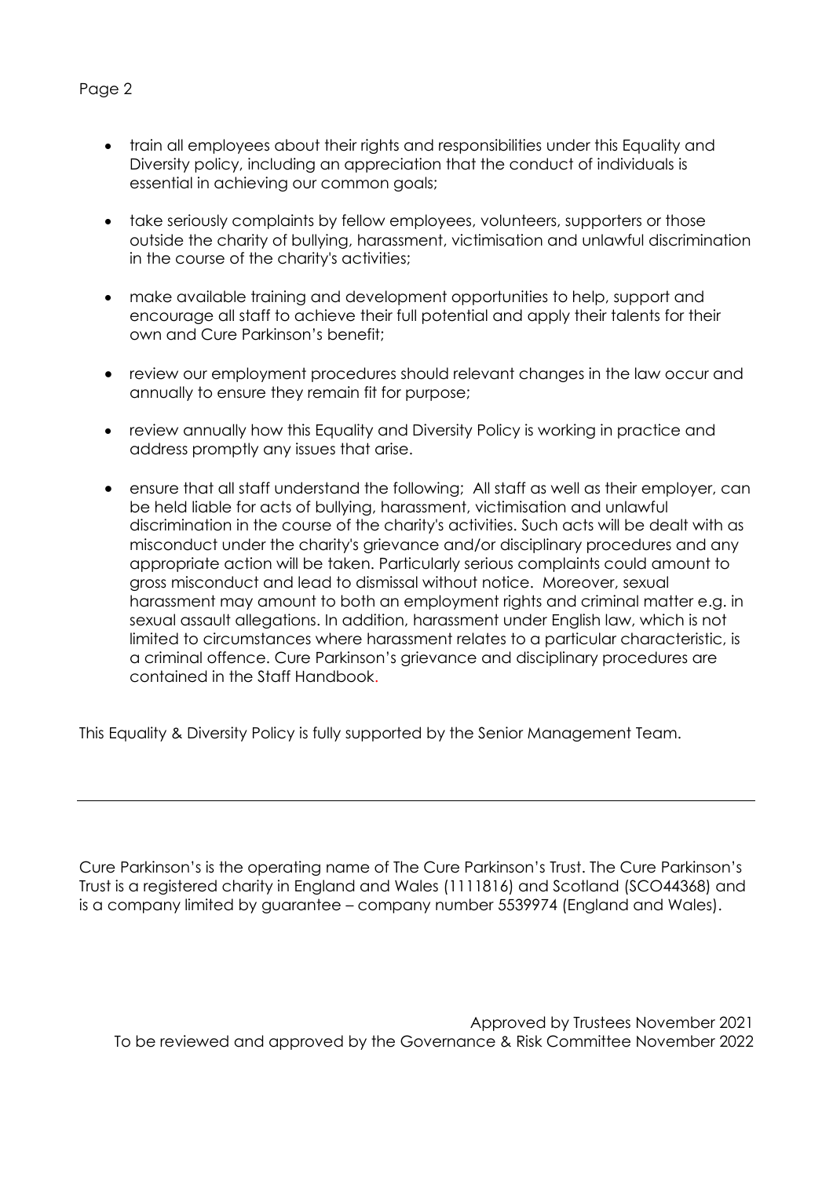- train all employees about their rights and responsibilities under this Equality and Diversity policy, including an appreciation that the conduct of individuals is essential in achieving our common goals;

- take seriously complaints by fellow employees, volunteers, supporters or those outside the charity of bullying, harassment, victimisation and unlawful discrimination in the course of the charity's activities;

- make available training and development opportunities to help, support and encourage all staff to achieve their full potential and apply their talents for their own and Cure Parkinson's benefit;

- review our employment procedures should relevant changes in the law occur and annually to ensure they remain fit for purpose;

- review annually how this Equality and Diversity Policy is working in practice and address promptly any issues that arise.

- ensure that all staff understand the following; All staff as well as their employer, can be held liable for acts of bullying, harassment, victimisation and unlawful discrimination in the course of the charity's activities. Such acts will be dealt with as misconduct under the charity's grievance and/or disciplinary procedures and any appropriate action will be taken. Particularly serious complaints could amount to gross misconduct and lead to dismissal without notice. Moreover, sexual harassment may amount to both an employment rights and criminal matter e.g. in sexual assault allegations. In addition, harassment under English law, which is not limited to circumstances where harassment relates to a particular characteristic, is a criminal offence. Cure Parkinson's grievance and disciplinary procedures are contained in the Staff Handbook.

This Equality & Diversity Policy is fully supported by the Senior Management Team.

---

Cure Parkinson's is the operating name of The Cure Parkinson's Trust. The Cure Parkinson's Trust is a registered charity in England and Wales (1111816) and Scotland (SCO44368) and is a company limited by guarantee – company number 5539974 (England and Wales).

Approved by Trustees November 2021
To be reviewed and approved by the Governance & Risk Committee November 2022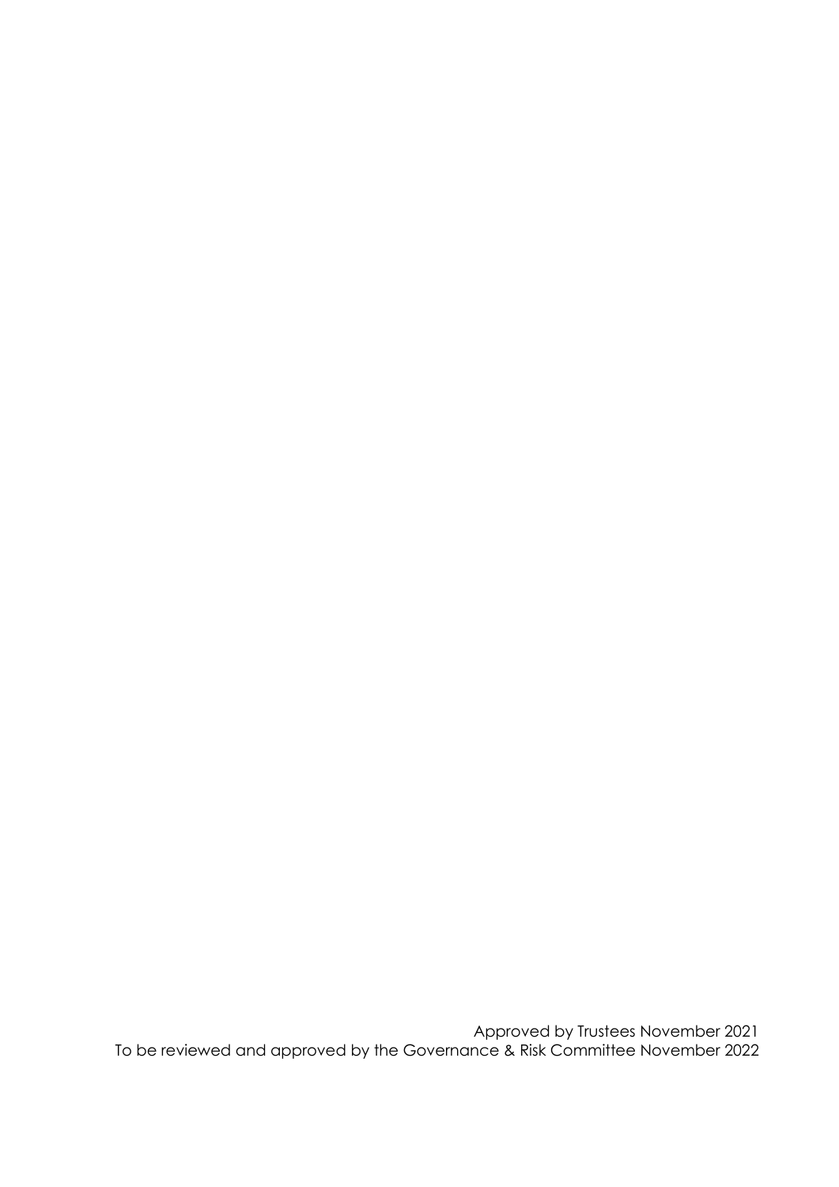Approved by Trustees November 2021
To be reviewed and approved by the Governance & Risk Committee November 2022